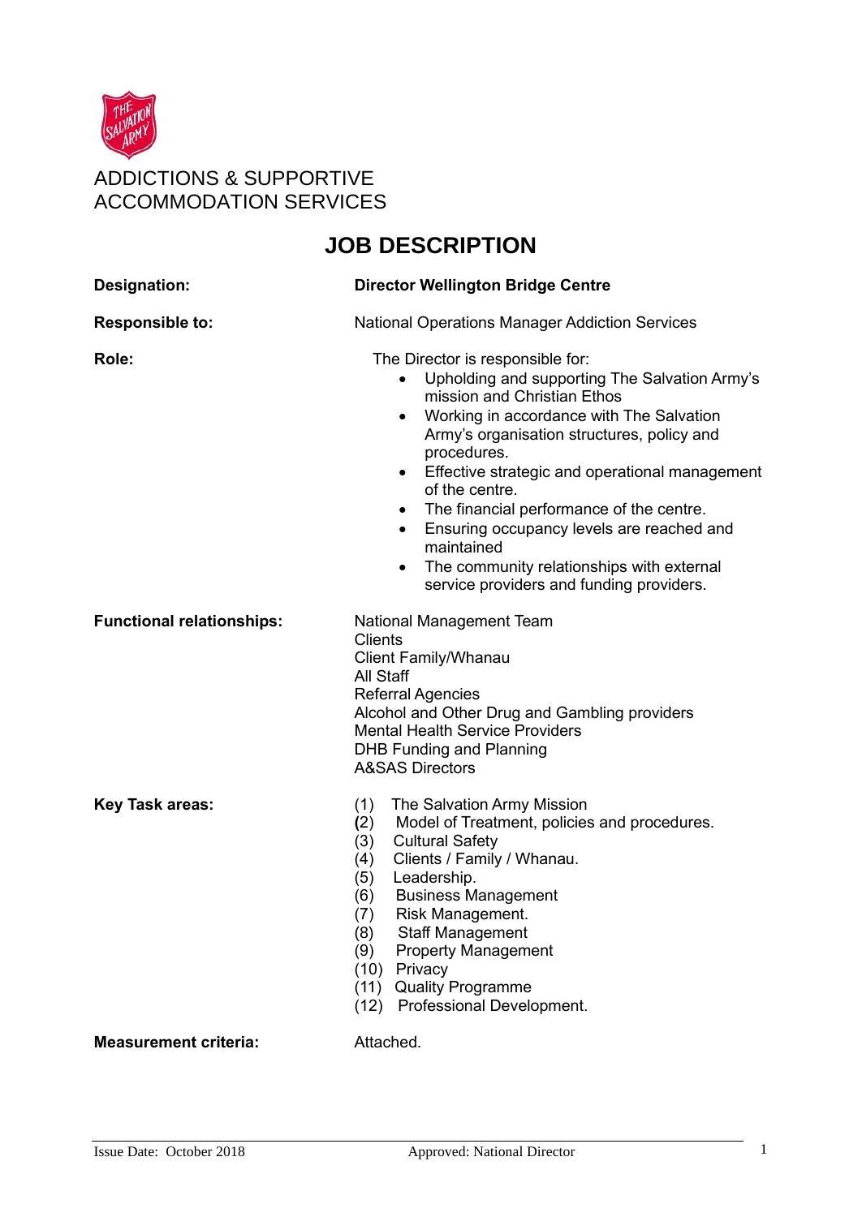ADDICTIONS & SUPPORTIVE ACCOMMODATION SERVICES

# JOB DESCRIPTION

**Designation:** **Director Wellington Bridge Centre**

**Responsible to:** National Operations Manager Addiction Services

**Role:** The Director is responsible for:

- Upholding and supporting The Salvation Army's mission and Christian Ethos
- Working in accordance with The Salvation Army's organisation structures, policy and procedures.
- Effective strategic and operational management of the centre.
- The financial performance of the centre.
- Ensuring occupancy levels are reached and maintained
- The community relationships with external service providers and funding providers.

**Functional relationships:**

National Management Team
Clients
Client Family/Whanau
All Staff
Referral Agencies
Alcohol and Other Drug and Gambling providers
Mental Health Service Providers
DHB Funding and Planning
A&SAS Directors

**Key Task areas:**

(1) The Salvation Army Mission
(2) Model of Treatment, policies and procedures.
(3) Cultural Safety
(4) Clients / Family / Whanau.
(5) Leadership.
(6) Business Management
(7) Risk Management.
(8) Staff Management
(9) Property Management
(10) Privacy
(11) Quality Programme
(12) Professional Development.

**Measurement criteria:** Attached.

Issue Date: October 2018 Approved: National Director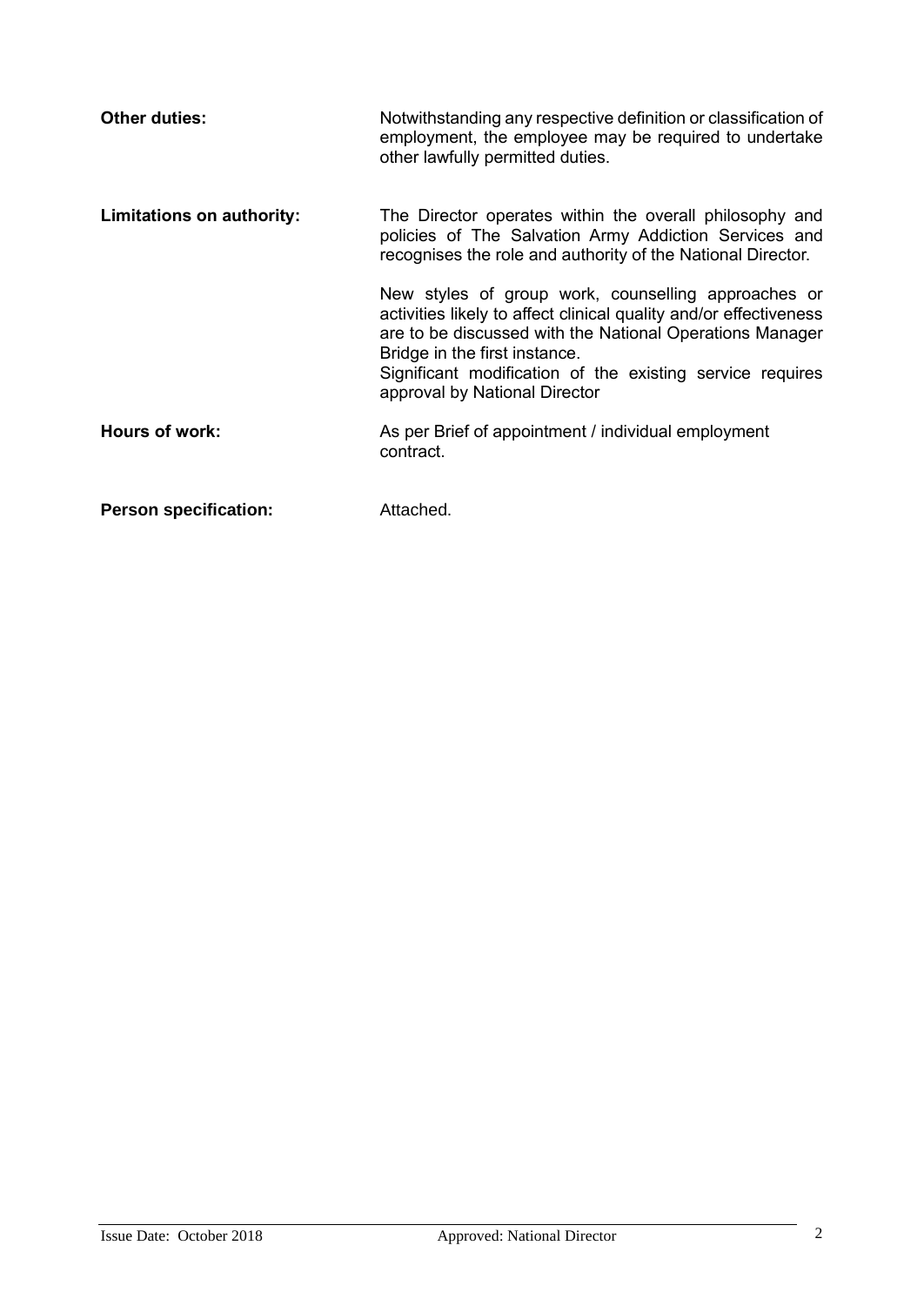**Other duties:** Notwithstanding any respective definition or classification of employment, the employee may be required to undertake other lawfully permitted duties.

**Limitations on authority:** The Director operates within the overall philosophy and policies of The Salvation Army Addiction Services and recognises the role and authority of the National Director.

New styles of group work, counselling approaches or activities likely to affect clinical quality and/or effectiveness are to be discussed with the National Operations Manager Bridge in the first instance.
Significant modification of the existing service requires approval by National Director

**Hours of work:** As per Brief of appointment / individual employment contract.

**Person specification:** Attached.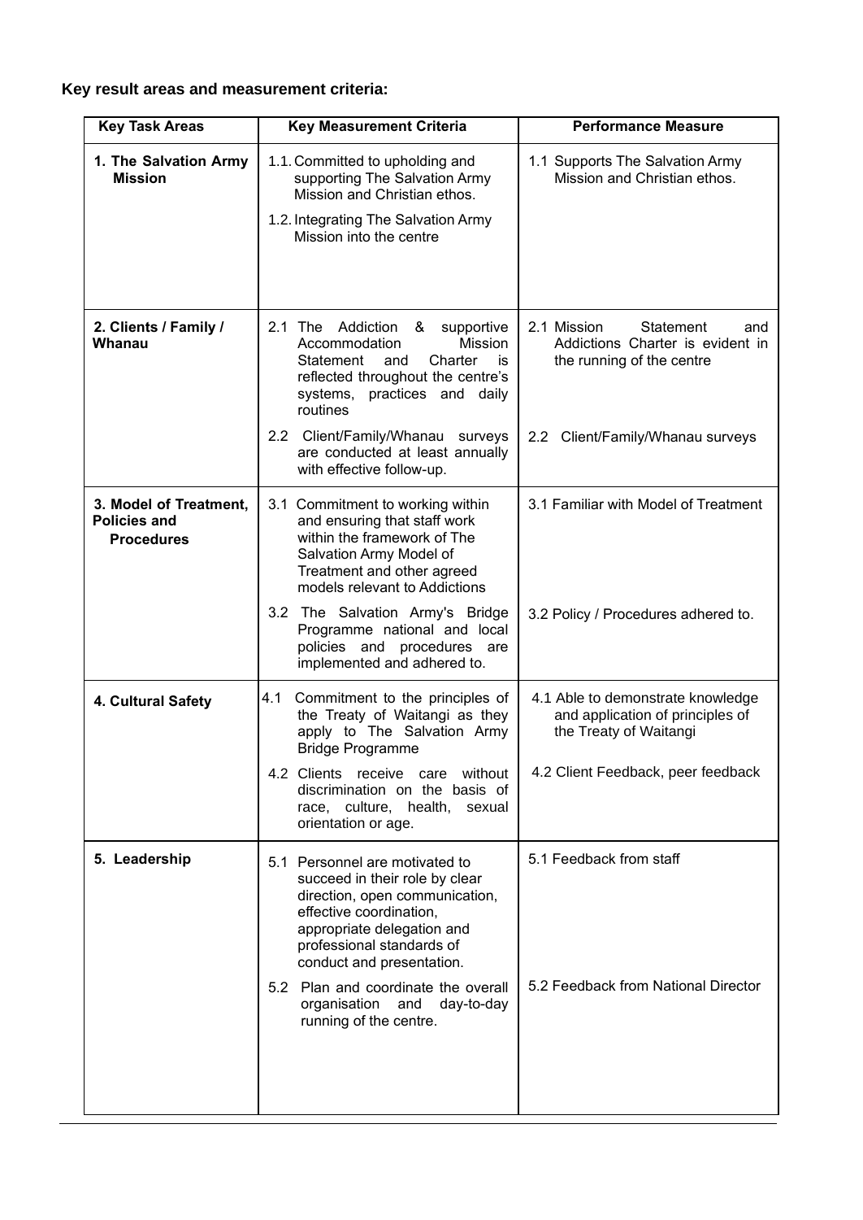**Key result areas and measurement criteria:**

| Key Task Areas | Key Measurement Criteria | Performance Measure |
|---|---|---|
| **1. The Salvation Army Mission** | 1.1. Committed to upholding and supporting The Salvation Army Mission and Christian ethos.<br>1.2. Integrating The Salvation Army Mission into the centre | 1.1 Supports The Salvation Army Mission and Christian ethos. |
| **2. Clients / Family / Whanau** | 2.1 The Addiction & supportive Accommodation Mission Statement and Charter is reflected throughout the centre's systems, practices and daily routines<br>2.2 Client/Family/Whanau surveys are conducted at least annually with effective follow-up. | 2.1 Mission Statement and Addictions Charter is evident in the running of the centre<br>2.2 Client/Family/Whanau surveys |
| **3. Model of Treatment, Policies and Procedures** | 3.1 Commitment to working within and ensuring that staff work within the framework of The Salvation Army Model of Treatment and other agreed models relevant to Addictions<br>3.2 The Salvation Army's Bridge Programme national and local policies and procedures are implemented and adhered to. | 3.1 Familiar with Model of Treatment<br>3.2 Policy / Procedures adhered to. |
| **4. Cultural Safety** | 4.1 Commitment to the principles of the Treaty of Waitangi as they apply to The Salvation Army Bridge Programme<br>4.2 Clients receive care without discrimination on the basis of race, culture, health, sexual orientation or age. | 4.1 Able to demonstrate knowledge and application of principles of the Treaty of Waitangi<br>4.2 Client Feedback, peer feedback |
| **5. Leadership** | 5.1 Personnel are motivated to succeed in their role by clear direction, open communication, effective coordination, appropriate delegation and professional standards of conduct and presentation.<br>5.2 Plan and coordinate the overall organisation and day-to-day running of the centre. | 5.1 Feedback from staff<br>5.2 Feedback from National Director |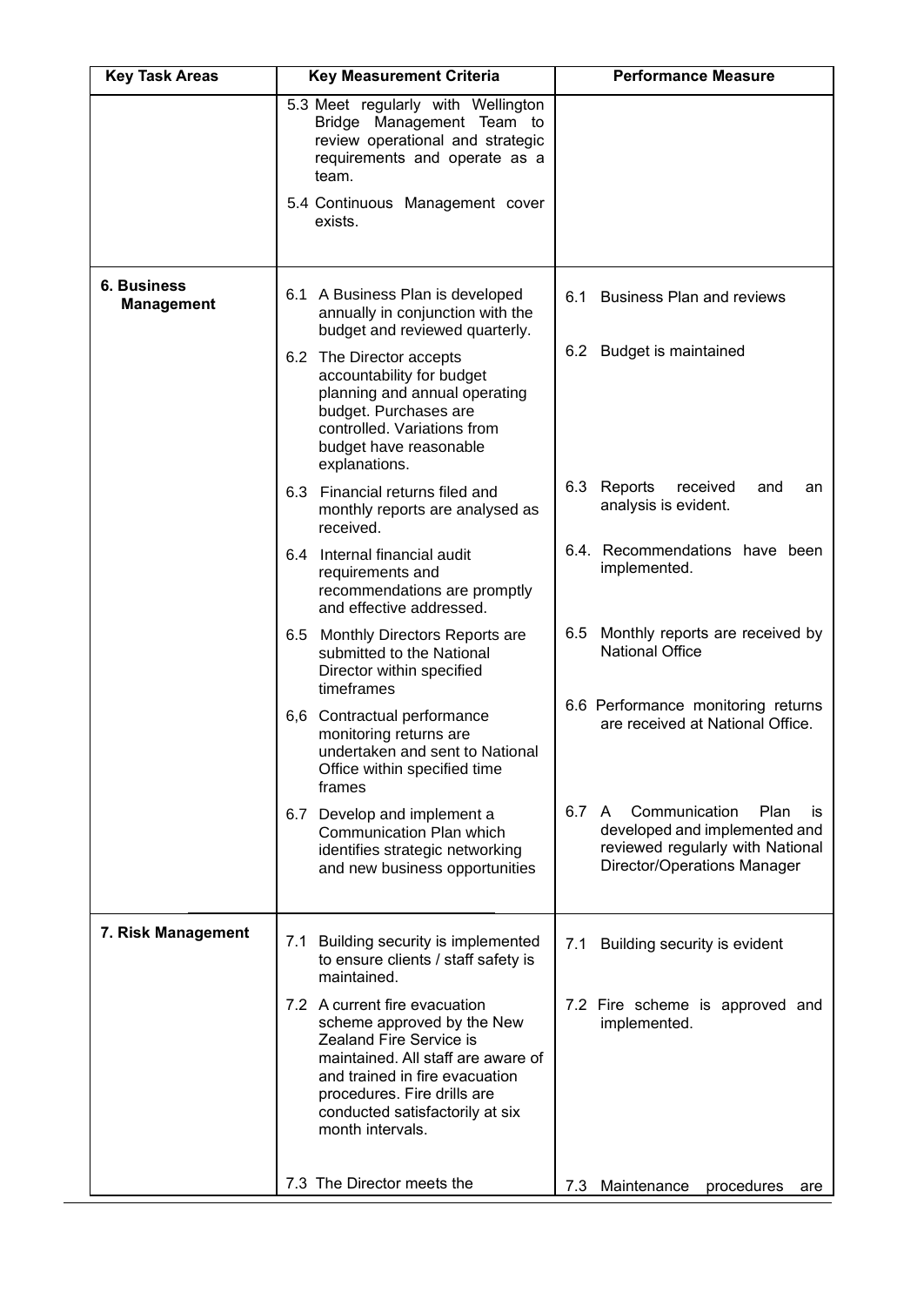| Key Task Areas | Key Measurement Criteria | Performance Measure |
|---|---|---|
| | 5.3 Meet regularly with Wellington Bridge Management Team to review operational and strategic requirements and operate as a team.<br><br>5.4 Continuous Management cover exists. | |
| **6. Business Management** | 6.1 A Business Plan is developed annually in conjunction with the budget and reviewed quarterly. | 6.1 Business Plan and reviews |
| | 6.2 The Director accepts accountability for budget planning and annual operating budget. Purchases are controlled. Variations from budget have reasonable explanations. | 6.2 Budget is maintained |
| | 6.3 Financial returns filed and monthly reports are analysed as received. | 6.3 Reports received and an analysis is evident. |
| | 6.4 Internal financial audit requirements and recommendations are promptly and effective addressed. | 6.4. Recommendations have been implemented. |
| | 6.5 Monthly Directors Reports are submitted to the National Director within specified timeframes | 6.5 Monthly reports are received by National Office |
| | 6,6 Contractual performance monitoring returns are undertaken and sent to National Office within specified time frames | 6.6 Performance monitoring returns are received at National Office. |
| | 6.7 Develop and implement a Communication Plan which identifies strategic networking and new business opportunities | 6.7 A Communication Plan is developed and implemented and reviewed regularly with National Director/Operations Manager |
| **7. Risk Management** | 7.1 Building security is implemented to ensure clients / staff safety is maintained. | 7.1 Building security is evident |
| | 7.2 A current fire evacuation scheme approved by the New Zealand Fire Service is maintained. All staff are aware of and trained in fire evacuation procedures. Fire drills are conducted satisfactorily at six month intervals. | 7.2 Fire scheme is approved and implemented. |
| | 7.3 The Director meets the | 7.3 Maintenance procedures are |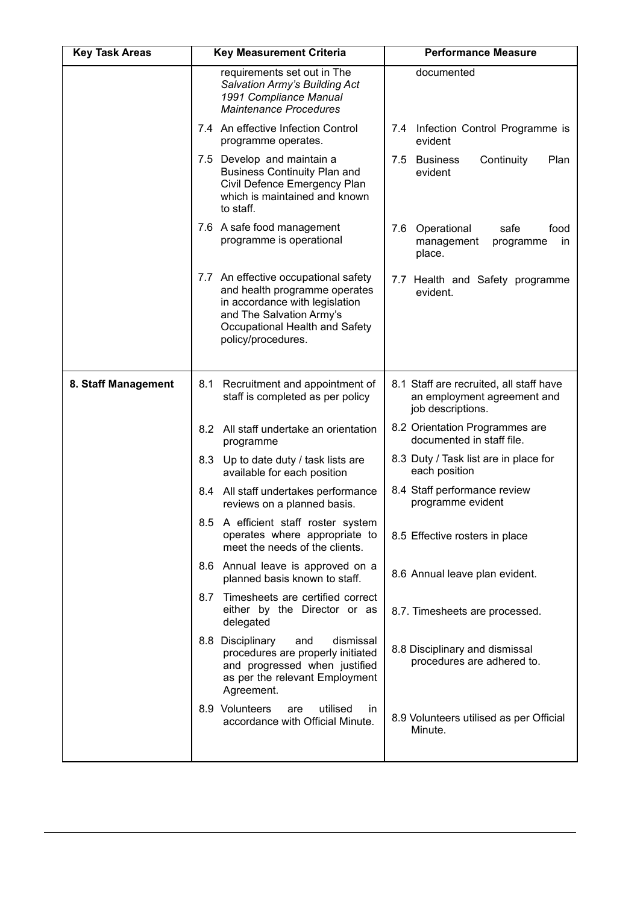| Key Task Areas | Key Measurement Criteria | Performance Measure |
|---|---|---|
| | requirements set out in The *Salvation Army's Building Act 1991 Compliance Manual Maintenance Procedures* | documented |
| | 7.4 An effective Infection Control programme operates. | 7.4 Infection Control Programme is evident |
| | 7.5 Develop and maintain a Business Continuity Plan and Civil Defence Emergency Plan which is maintained and known to staff. | 7.5 Business Continuity Plan evident |
| | 7.6 A safe food management programme is operational | 7.6 Operational safe food management programme in place. |
| | 7.7 An effective occupational safety and health programme operates in accordance with legislation and The Salvation Army's Occupational Health and Safety policy/procedures. | 7.7 Health and Safety programme evident. |
| **8. Staff Management** | 8.1 Recruitment and appointment of staff is completed as per policy | 8.1 Staff are recruited, all staff have an employment agreement and job descriptions. |
| | 8.2 All staff undertake an orientation programme | 8.2 Orientation Programmes are documented in staff file. |
| | 8.3 Up to date duty / task lists are available for each position | 8.3 Duty / Task list are in place for each position |
| | 8.4 All staff undertakes performance reviews on a planned basis. | 8.4 Staff performance review programme evident |
| | 8.5 A efficient staff roster system operates where appropriate to meet the needs of the clients. | 8.5 Effective rosters in place |
| | 8.6 Annual leave is approved on a planned basis known to staff. | 8.6 Annual leave plan evident. |
| | 8.7 Timesheets are certified correct either by the Director or as delegated | 8.7. Timesheets are processed. |
| | 8.8 Disciplinary and dismissal procedures are properly initiated and progressed when justified as per the relevant Employment Agreement. | 8.8 Disciplinary and dismissal procedures are adhered to. |
| | 8.9 Volunteers are utilised in accordance with Official Minute. | 8.9 Volunteers utilised as per Official Minute. |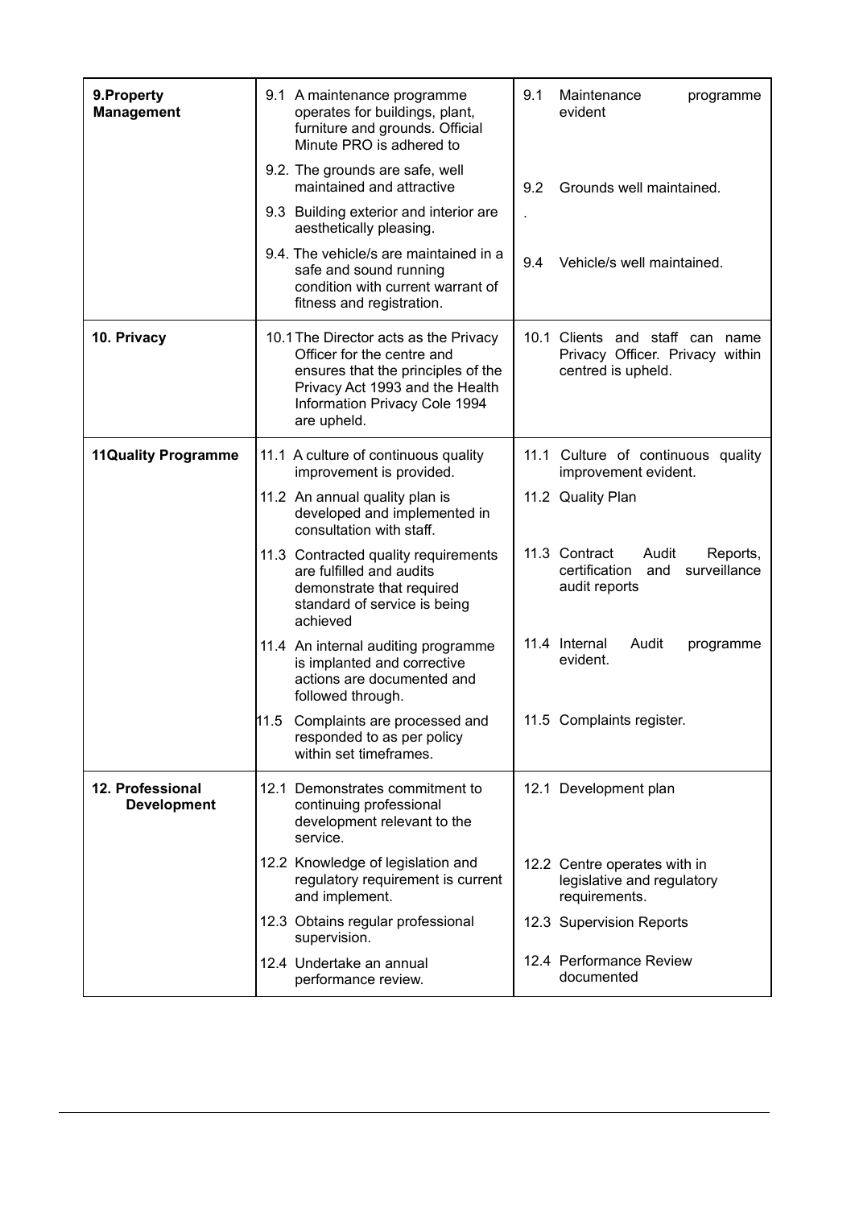| | | |
|---|---|---|
| **9.Property Management** | 9.1 A maintenance programme operates for buildings, plant, furniture and grounds. Official Minute PRO is adhered to | 9.1 Maintenance programme evident |
| | 9.2. The grounds are safe, well maintained and attractive | 9.2 Grounds well maintained. |
| | 9.3 Building exterior and interior are aesthetically pleasing. | . |
| | 9.4. The vehicle/s are maintained in a safe and sound running condition with current warrant of fitness and registration. | 9.4 Vehicle/s well maintained. |
| **10. Privacy** | 10.1 The Director acts as the Privacy Officer for the centre and ensures that the principles of the Privacy Act 1993 and the Health Information Privacy Cole 1994 are upheld. | 10.1 Clients and staff can name Privacy Officer. Privacy within centred is upheld. |
| **11Quality Programme** | 11.1 A culture of continuous quality improvement is provided. | 11.1 Culture of continuous quality improvement evident. |
| | 11.2 An annual quality plan is developed and implemented in consultation with staff. | 11.2 Quality Plan |
| | 11.3 Contracted quality requirements are fulfilled and audits demonstrate that required standard of service is being achieved | 11.3 Contract Audit Reports, certification and surveillance audit reports |
| | 11.4 An internal auditing programme is implanted and corrective actions are documented and followed through. | 11.4 Internal Audit programme evident. |
| | 11.5 Complaints are processed and responded to as per policy within set timeframes. | 11.5 Complaints register. |
| **12. Professional Development** | 12.1 Demonstrates commitment to continuing professional development relevant to the service. | 12.1 Development plan |
| | 12.2 Knowledge of legislation and regulatory requirement is current and implement. | 12.2 Centre operates with in legislative and regulatory requirements. |
| | 12.3 Obtains regular professional supervision. | 12.3 Supervision Reports |
| | 12.4 Undertake an annual performance review. | 12.4 Performance Review documented |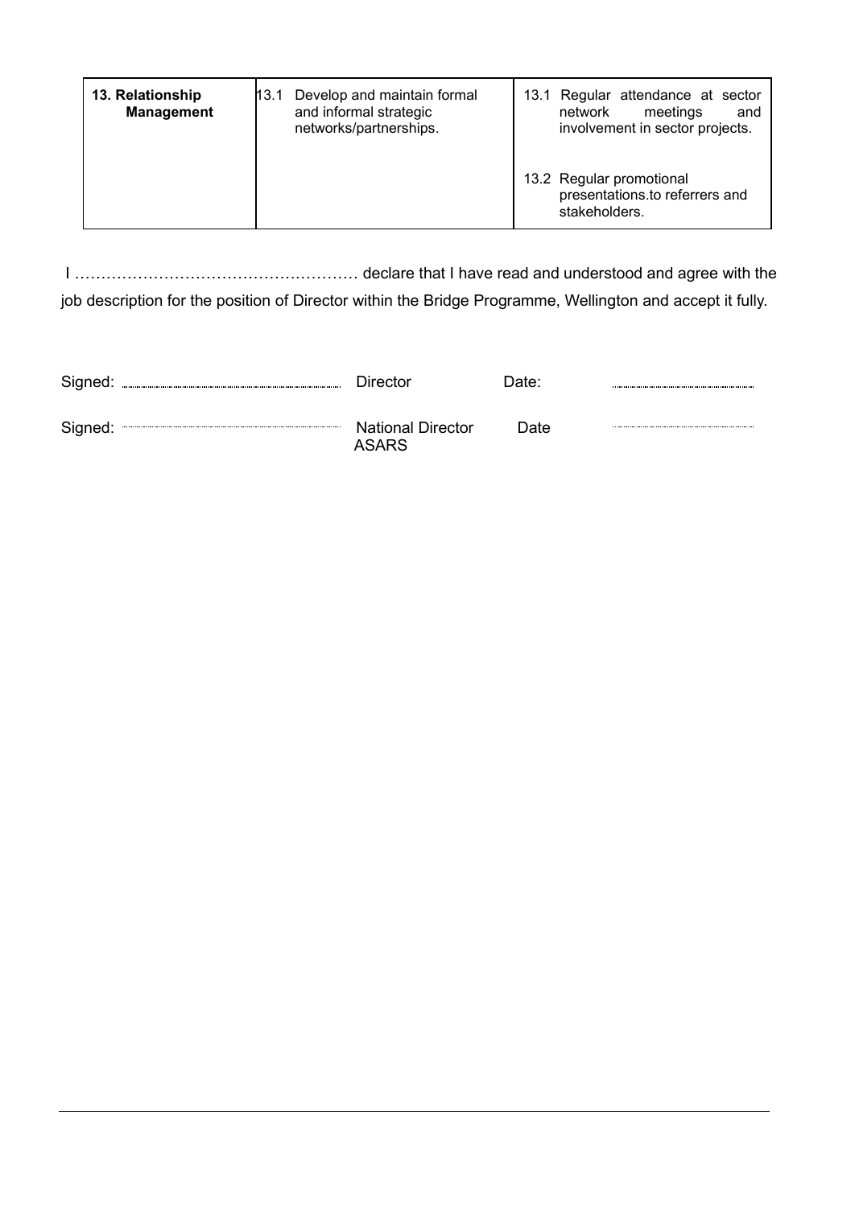| **13. Relationship Management** | 13.1 Develop and maintain formal and informal strategic networks/partnerships. | 13.1 Regular attendance at sector network meetings and involvement in sector projects. |
|---|---|---|
| | | 13.2 Regular promotional presentations.to referrers and stakeholders. |

I ……………………………………………… declare that I have read and understood and agree with the job description for the position of Director within the Bridge Programme, Wellington and accept it fully.

Signed: .................................................. Director Date: ..................................

Signed: .................................................. National Director ASARS Date ..................................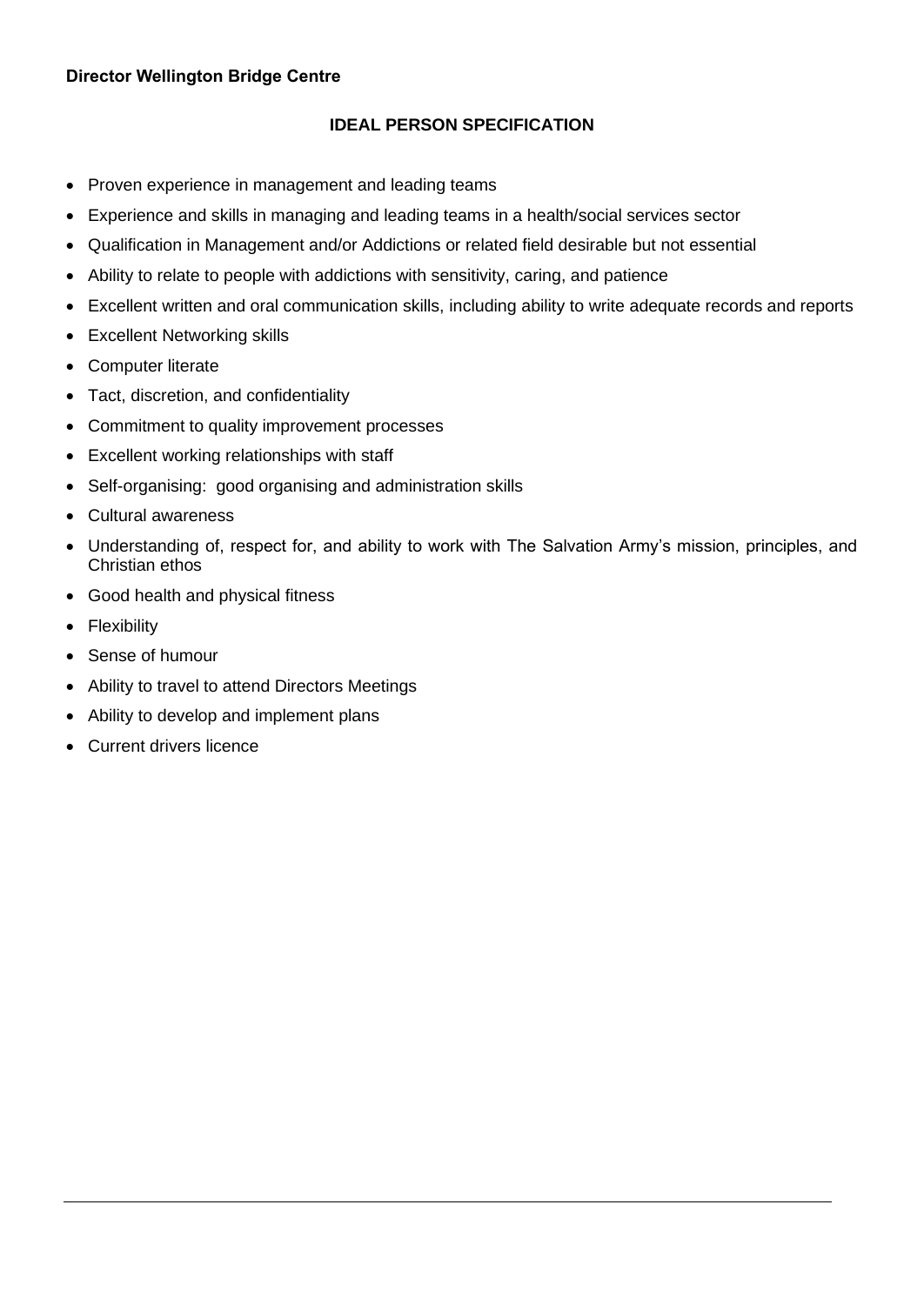**Director Wellington Bridge Centre**

## IDEAL PERSON SPECIFICATION

- Proven experience in management and leading teams
- Experience and skills in managing and leading teams in a health/social services sector
- Qualification in Management and/or Addictions or related field desirable but not essential
- Ability to relate to people with addictions with sensitivity, caring, and patience
- Excellent written and oral communication skills, including ability to write adequate records and reports
- Excellent Networking skills
- Computer literate
- Tact, discretion, and confidentiality
- Commitment to quality improvement processes
- Excellent working relationships with staff
- Self-organising: good organising and administration skills
- Cultural awareness
- Understanding of, respect for, and ability to work with The Salvation Army's mission, principles, and Christian ethos
- Good health and physical fitness
- Flexibility
- Sense of humour
- Ability to travel to attend Directors Meetings
- Ability to develop and implement plans
- Current drivers licence